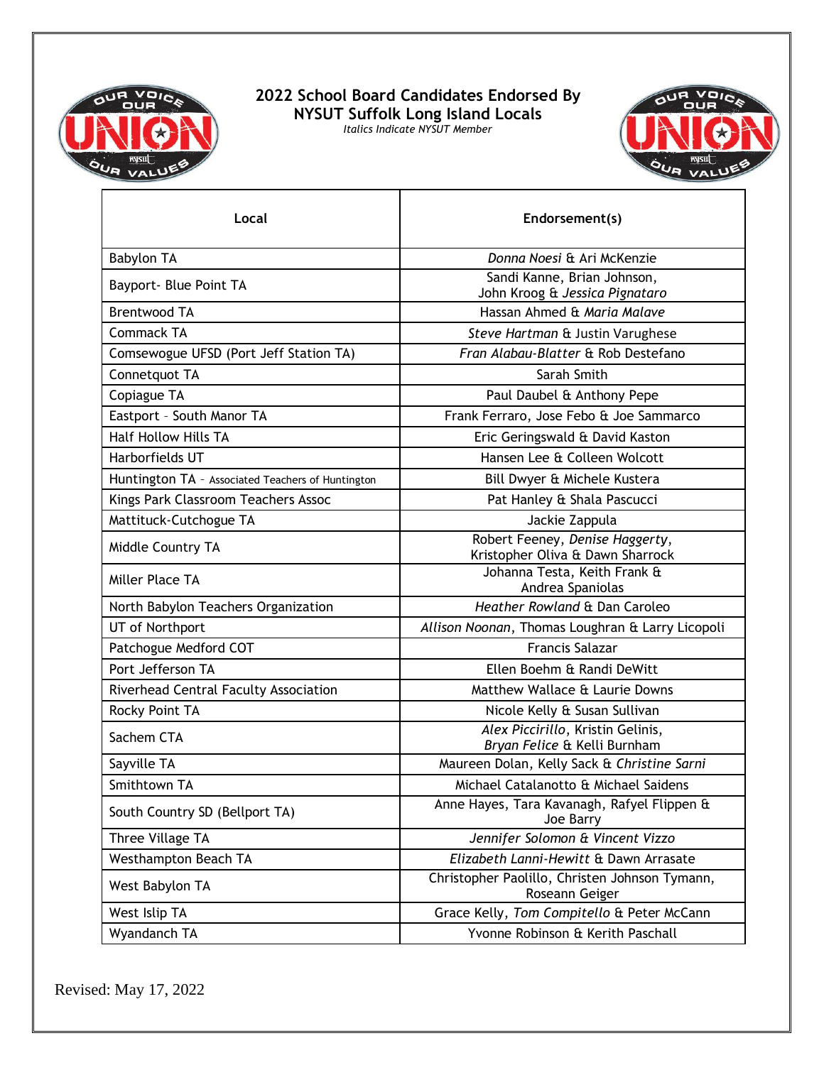# 2022 School Board Candidates Endorsed By NYSUT Suffolk Long Island Locals

*Italics Indicate NYSUT Member*

| Local | Endorsement(s) |
|---|---|
| Babylon TA | *Donna Noesi* & Ari McKenzie |
| Bayport- Blue Point TA | Sandi Kanne, Brian Johnson, John Kroog & *Jessica Pignataro* |
| Brentwood TA | Hassan Ahmed & *Maria Malave* |
| Commack TA | *Steve Hartman* & Justin Varughese |
| Comsewogue UFSD (Port Jeff Station TA) | *Fran Alabau-Blatter* & Rob Destefano |
| Connetquot TA | Sarah Smith |
| Copiague TA | Paul Daubel & Anthony Pepe |
| Eastport – South Manor TA | Frank Ferraro, Jose Febo & Joe Sammarco |
| Half Hollow Hills TA | Eric Geringswald & David Kaston |
| Harborfields UT | Hansen Lee & Colleen Wolcott |
| Huntington TA – Associated Teachers of Huntington | Bill Dwyer & Michele Kustera |
| Kings Park Classroom Teachers Assoc | Pat Hanley & Shala Pascucci |
| Mattituck-Cutchogue TA | Jackie Zappula |
| Middle Country TA | Robert Feeney, *Denise Haggerty*, Kristopher Oliva & Dawn Sharrock |
| Miller Place TA | Johanna Testa, Keith Frank & Andrea Spaniolas |
| North Babylon Teachers Organization | *Heather Rowland* & Dan Caroleo |
| UT of Northport | *Allison Noonan*, Thomas Loughran & Larry Licopoli |
| Patchogue Medford COT | Francis Salazar |
| Port Jefferson TA | Ellen Boehm & Randi DeWitt |
| Riverhead Central Faculty Association | Matthew Wallace & Laurie Downs |
| Rocky Point TA | Nicole Kelly & Susan Sullivan |
| Sachem CTA | *Alex Piccirillo*, Kristin Gelinis, *Bryan Felice* & Kelli Burnham |
| Sayville TA | Maureen Dolan, Kelly Sack & *Christine Sarni* |
| Smithtown TA | Michael Catalanotto & Michael Saidens |
| South Country SD (Bellport TA) | Anne Hayes, Tara Kavanagh, Rafyel Flippen & Joe Barry |
| Three Village TA | *Jennifer Solomon & Vincent Vizzo* |
| Westhampton Beach TA | *Elizabeth Lanni-Hewitt* & Dawn Arrasate |
| West Babylon TA | Christopher Paolillo, Christen Johnson Tymann, Roseann Geiger |
| West Islip TA | Grace Kelly, *Tom Compitello* & Peter McCann |
| Wyandanch TA | Yvonne Robinson & Kerith Paschall |

Revised: May 17, 2022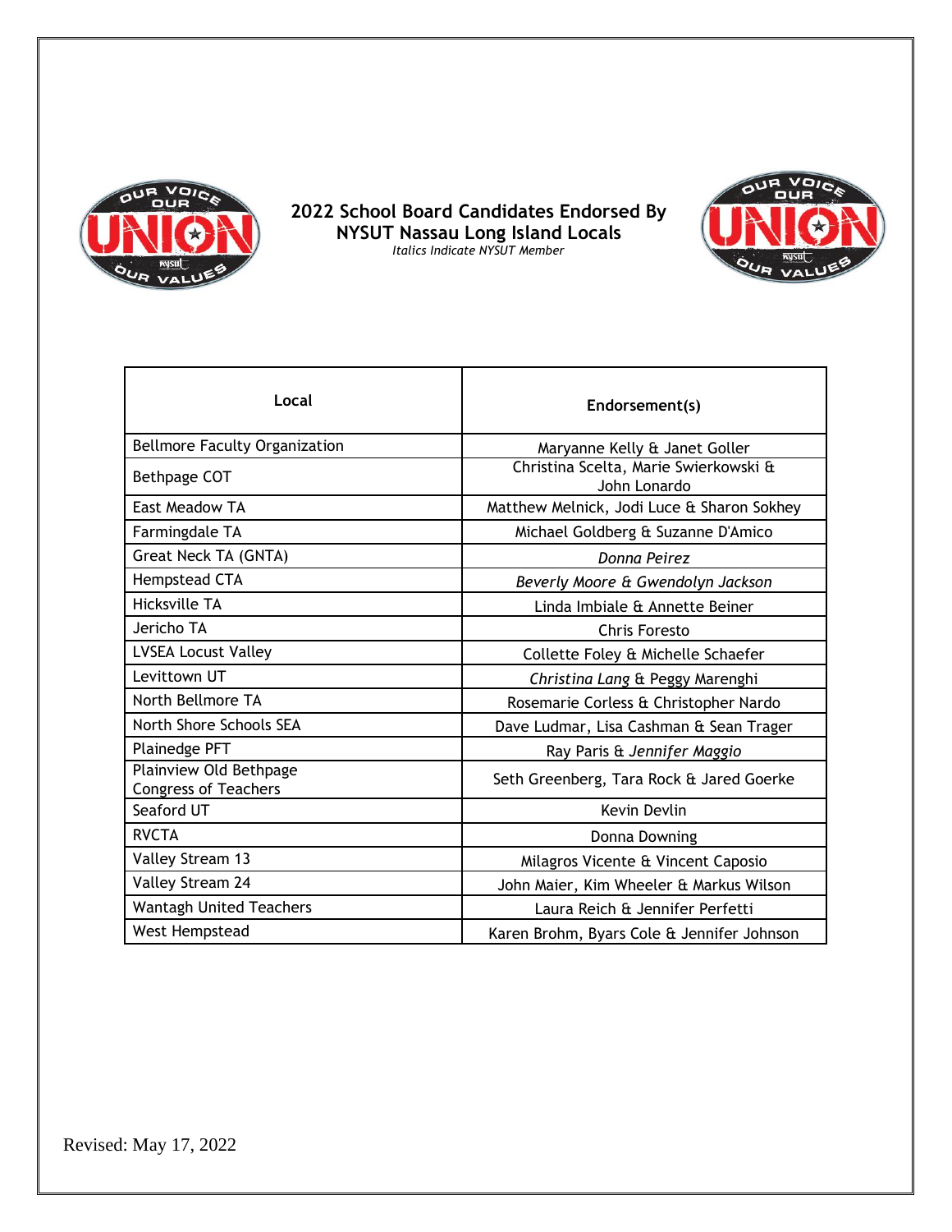## 2022 School Board Candidates Endorsed By NYSUT Nassau Long Island Locals

*Italics Indicate NYSUT Member*

| Local | Endorsement(s) |
|---|---|
| Bellmore Faculty Organization | Maryanne Kelly & Janet Goller |
| Bethpage COT | Christina Scelta, Marie Swierkowski & John Lonardo |
| East Meadow TA | Matthew Melnick, Jodi Luce & Sharon Sokhey |
| Farmingdale TA | Michael Goldberg & Suzanne D'Amico |
| Great Neck TA (GNTA) | *Donna Peirez* |
| Hempstead CTA | *Beverly Moore & Gwendolyn Jackson* |
| Hicksville TA | Linda Imbiale & Annette Beiner |
| Jericho TA | Chris Foresto |
| LVSEA Locust Valley | Collette Foley & Michelle Schaefer |
| Levittown UT | *Christina Lang* & Peggy Marenghi |
| North Bellmore TA | Rosemarie Corless & Christopher Nardo |
| North Shore Schools SEA | Dave Ludmar, Lisa Cashman & Sean Trager |
| Plainedge PFT | Ray Paris & *Jennifer Maggio* |
| Plainview Old Bethpage Congress of Teachers | Seth Greenberg, Tara Rock & Jared Goerke |
| Seaford UT | Kevin Devlin |
| RVCTA | Donna Downing |
| Valley Stream 13 | Milagros Vicente & Vincent Caposio |
| Valley Stream 24 | John Maier, Kim Wheeler & Markus Wilson |
| Wantagh United Teachers | Laura Reich & Jennifer Perfetti |
| West Hempstead | Karen Brohm, Byars Cole & Jennifer Johnson |

Revised: May 17, 2022